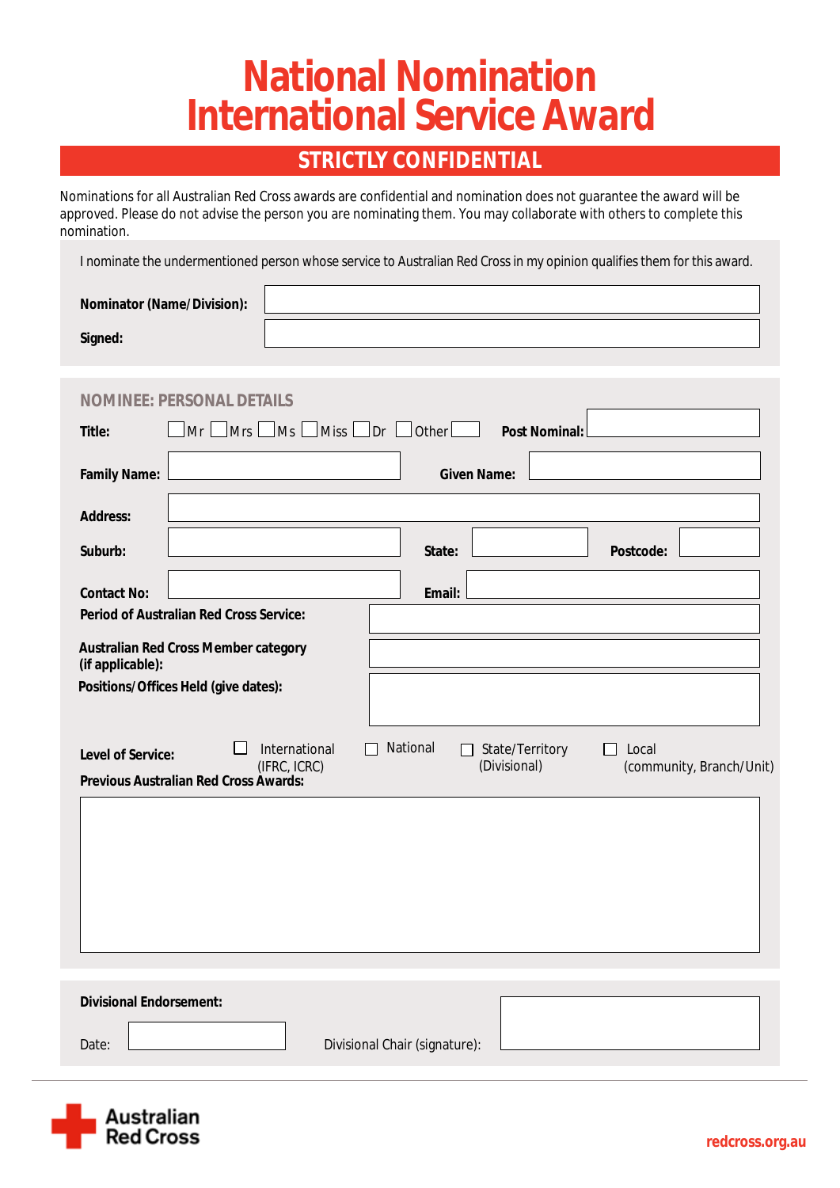# National Nomination International Service Award

## STRICTLY CONFIDENTIAL

Nominations for all Australian Red Cross awards are confidential and nomination does not guarantee the award will be approved. Please do not advise the person you are nominating them. You may collaborate with others to complete this nomination.

I nominate the undermentioned person whose service to Australian Red Cross in my opinion qualifies them for this award.

**Nominator (Name/Division):**

**Signed:**

### NOMINEE: PERSONAL DETAILS

**Title:** ☐ Mr ☐ Mrs ☐ Ms ☐ Miss ☐ Dr ☐ Other ______ **Post Nominal:**

**Family Name:** **Given Name:**

**Address:**

**Suburb:** **State:** **Postcode:**

**Contact No:** **Email:**

**Period of Australian Red Cross Service:**

**Australian Red Cross Member category (if applicable):**

**Positions/Offices Held (give dates):**

**Level of Service:** ☐ International (IFRC, ICRC) ☐ National ☐ State/Territory (Divisional) ☐ Local (community, Branch/Unit)

**Previous Australian Red Cross Awards:**

**Divisional Endorsement:**

Date: Divisional Chair (signature):

Australian Red Cross

redcross.org.au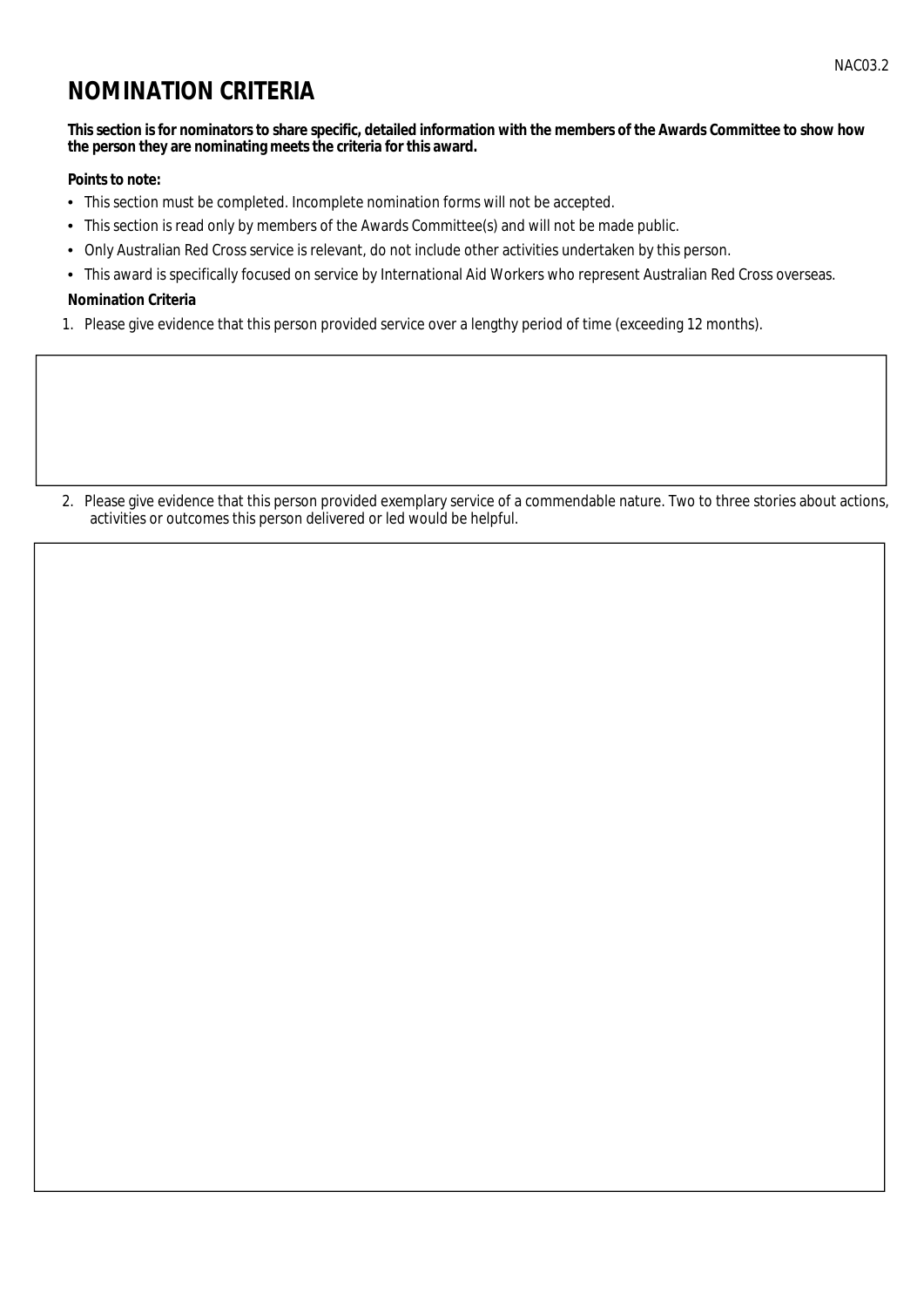# NOMINATION CRITERIA

**This section is for nominators to share specific, detailed information with the members of the Awards Committee to show how the person they are nominating meets the criteria for this award.**

**Points to note:**

- This section must be completed. Incomplete nomination forms will not be accepted.
- This section is read only by members of the Awards Committee(s) and will not be made public.
- Only Australian Red Cross service is relevant, do not include other activities undertaken by this person.
- This award is specifically focused on service by International Aid Workers who represent Australian Red Cross overseas.

**Nomination Criteria**

1. Please give evidence that this person provided service over a lengthy period of time (exceeding 12 months).

2. Please give evidence that this person provided exemplary service of a commendable nature. Two to three stories about actions, activities or outcomes this person delivered or led would be helpful.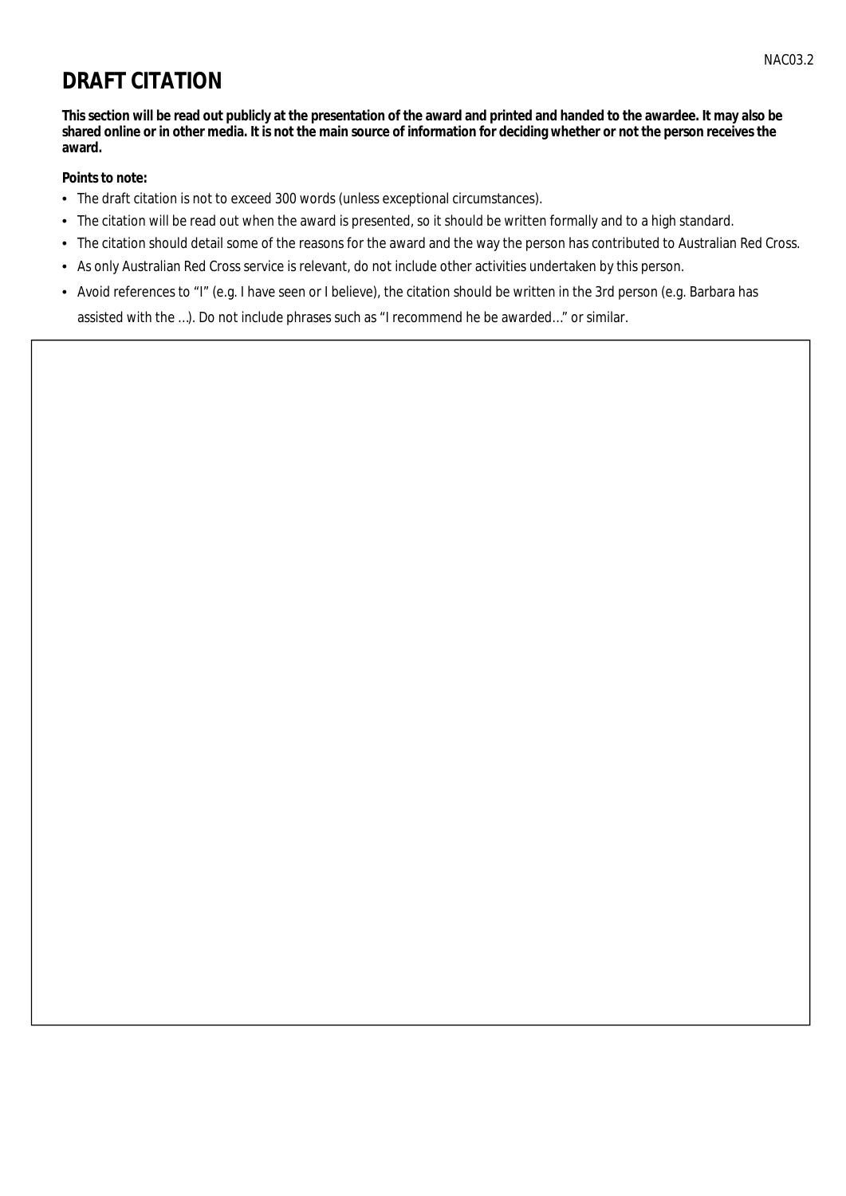# DRAFT CITATION

**This section will be read out publicly at the presentation of the award and printed and handed to the awardee. It may also be shared online or in other media. It is not the main source of information for deciding whether or not the person receives the award.**

**Points to note:**

- The draft citation is not to exceed 300 words (unless exceptional circumstances).
- The citation will be read out when the award is presented, so it should be written formally and to a high standard.
- The citation should detail some of the reasons for the award and the way the person has contributed to Australian Red Cross.
- As only Australian Red Cross service is relevant, do not include other activities undertaken by this person.
- Avoid references to "I" (e.g. I have seen or I believe), the citation should be written in the 3rd person (e.g. Barbara has assisted with the …). Do not include phrases such as "I recommend he be awarded…" or similar.